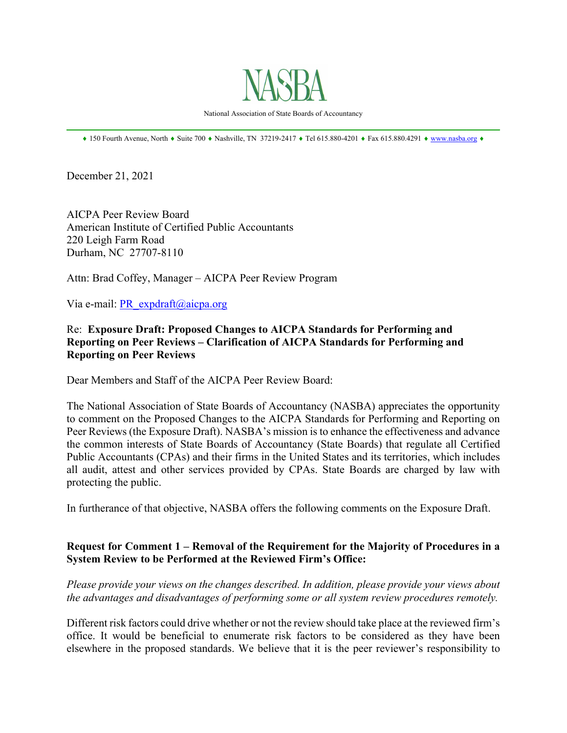NASBA

National Association of State Boards of Accountancy

♦ 150 Fourth Avenue, North ♦ Suite 700 ♦ Nashville, TN 37219-2417 ♦ Tel 615.880-4201 ♦ Fax 615.880.4291 ♦ www.nasba.org ♦

December 21, 2021

AICPA Peer Review Board
American Institute of Certified Public Accountants
220 Leigh Farm Road
Durham, NC 27707-8110

Attn: Brad Coffey, Manager – AICPA Peer Review Program

Via e-mail: PR_expdraft@aicpa.org

Re: **Exposure Draft: Proposed Changes to AICPA Standards for Performing and Reporting on Peer Reviews – Clarification of AICPA Standards for Performing and Reporting on Peer Reviews**

Dear Members and Staff of the AICPA Peer Review Board:

The National Association of State Boards of Accountancy (NASBA) appreciates the opportunity to comment on the Proposed Changes to the AICPA Standards for Performing and Reporting on Peer Reviews (the Exposure Draft). NASBA's mission is to enhance the effectiveness and advance the common interests of State Boards of Accountancy (State Boards) that regulate all Certified Public Accountants (CPAs) and their firms in the United States and its territories, which includes all audit, attest and other services provided by CPAs. State Boards are charged by law with protecting the public.

In furtherance of that objective, NASBA offers the following comments on the Exposure Draft.

**Request for Comment 1 – Removal of the Requirement for the Majority of Procedures in a System Review to be Performed at the Reviewed Firm's Office:**

*Please provide your views on the changes described. In addition, please provide your views about the advantages and disadvantages of performing some or all system review procedures remotely.*

Different risk factors could drive whether or not the review should take place at the reviewed firm's office. It would be beneficial to enumerate risk factors to be considered as they have been elsewhere in the proposed standards. We believe that it is the peer reviewer's responsibility to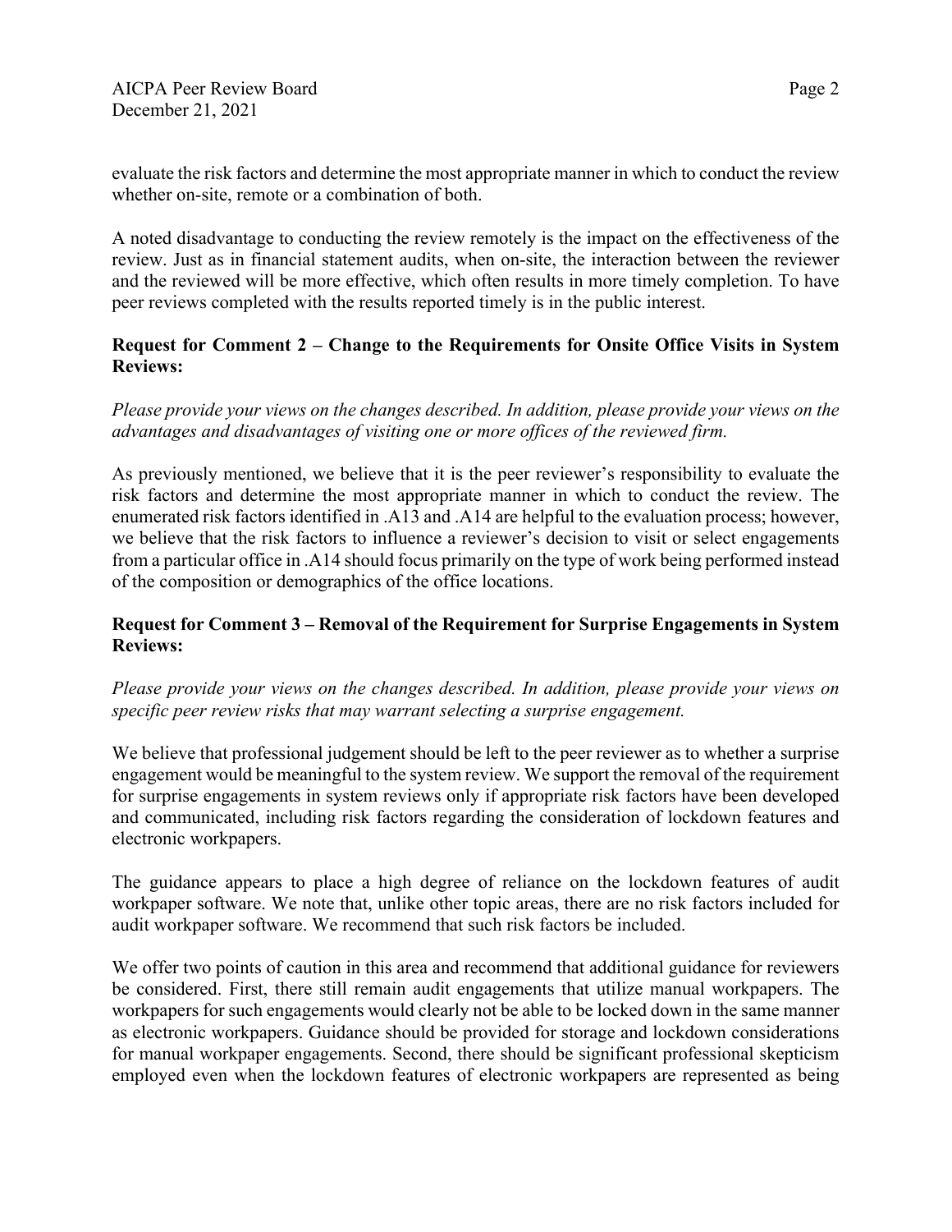evaluate the risk factors and determine the most appropriate manner in which to conduct the review whether on-site, remote or a combination of both.

A noted disadvantage to conducting the review remotely is the impact on the effectiveness of the review. Just as in financial statement audits, when on-site, the interaction between the reviewer and the reviewed will be more effective, which often results in more timely completion. To have peer reviews completed with the results reported timely is in the public interest.

**Request for Comment 2 – Change to the Requirements for Onsite Office Visits in System Reviews:**

*Please provide your views on the changes described. In addition, please provide your views on the advantages and disadvantages of visiting one or more offices of the reviewed firm.*

As previously mentioned, we believe that it is the peer reviewer's responsibility to evaluate the risk factors and determine the most appropriate manner in which to conduct the review. The enumerated risk factors identified in .A13 and .A14 are helpful to the evaluation process; however, we believe that the risk factors to influence a reviewer's decision to visit or select engagements from a particular office in .A14 should focus primarily on the type of work being performed instead of the composition or demographics of the office locations.

**Request for Comment 3 – Removal of the Requirement for Surprise Engagements in System Reviews:**

*Please provide your views on the changes described. In addition, please provide your views on specific peer review risks that may warrant selecting a surprise engagement.*

We believe that professional judgement should be left to the peer reviewer as to whether a surprise engagement would be meaningful to the system review. We support the removal of the requirement for surprise engagements in system reviews only if appropriate risk factors have been developed and communicated, including risk factors regarding the consideration of lockdown features and electronic workpapers.

The guidance appears to place a high degree of reliance on the lockdown features of audit workpaper software. We note that, unlike other topic areas, there are no risk factors included for audit workpaper software. We recommend that such risk factors be included.

We offer two points of caution in this area and recommend that additional guidance for reviewers be considered. First, there still remain audit engagements that utilize manual workpapers. The workpapers for such engagements would clearly not be able to be locked down in the same manner as electronic workpapers. Guidance should be provided for storage and lockdown considerations for manual workpaper engagements. Second, there should be significant professional skepticism employed even when the lockdown features of electronic workpapers are represented as being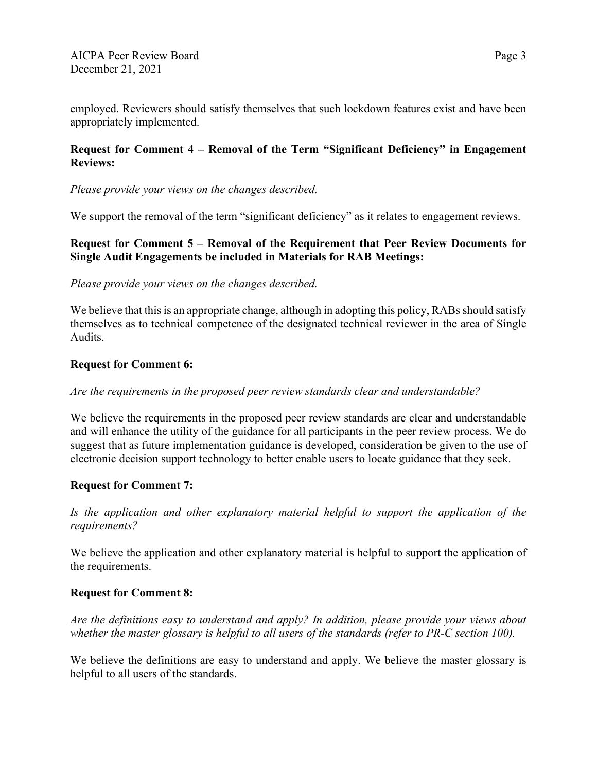employed. Reviewers should satisfy themselves that such lockdown features exist and have been appropriately implemented.

**Request for Comment 4 – Removal of the Term "Significant Deficiency" in Engagement Reviews:**

*Please provide your views on the changes described.*

We support the removal of the term "significant deficiency" as it relates to engagement reviews.

**Request for Comment 5 – Removal of the Requirement that Peer Review Documents for Single Audit Engagements be included in Materials for RAB Meetings:**

*Please provide your views on the changes described.*

We believe that this is an appropriate change, although in adopting this policy, RABs should satisfy themselves as to technical competence of the designated technical reviewer in the area of Single Audits.

**Request for Comment 6:**

*Are the requirements in the proposed peer review standards clear and understandable?*

We believe the requirements in the proposed peer review standards are clear and understandable and will enhance the utility of the guidance for all participants in the peer review process. We do suggest that as future implementation guidance is developed, consideration be given to the use of electronic decision support technology to better enable users to locate guidance that they seek.

**Request for Comment 7:**

*Is the application and other explanatory material helpful to support the application of the requirements?*

We believe the application and other explanatory material is helpful to support the application of the requirements.

**Request for Comment 8:**

*Are the definitions easy to understand and apply? In addition, please provide your views about whether the master glossary is helpful to all users of the standards (refer to PR-C section 100).*

We believe the definitions are easy to understand and apply. We believe the master glossary is helpful to all users of the standards.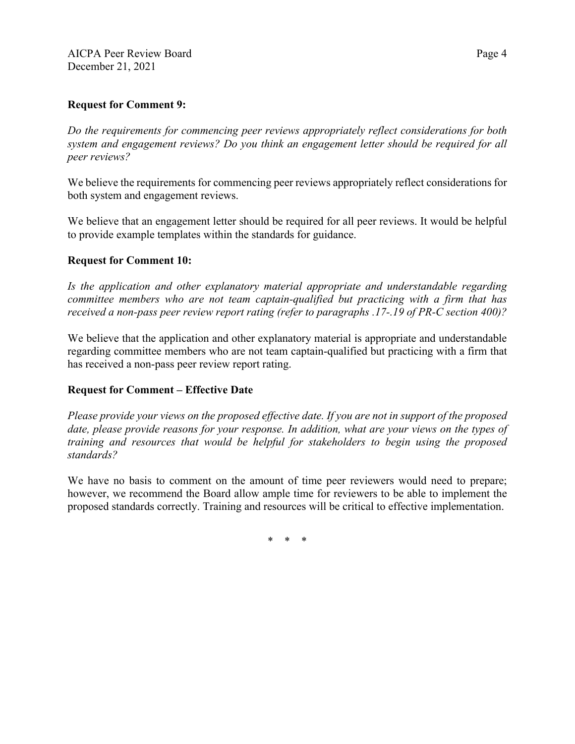**Request for Comment 9:**

*Do the requirements for commencing peer reviews appropriately reflect considerations for both system and engagement reviews? Do you think an engagement letter should be required for all peer reviews?*

We believe the requirements for commencing peer reviews appropriately reflect considerations for both system and engagement reviews.

We believe that an engagement letter should be required for all peer reviews. It would be helpful to provide example templates within the standards for guidance.

**Request for Comment 10:**

*Is the application and other explanatory material appropriate and understandable regarding committee members who are not team captain-qualified but practicing with a firm that has received a non-pass peer review report rating (refer to paragraphs .17-.19 of PR-C section 400)?*

We believe that the application and other explanatory material is appropriate and understandable regarding committee members who are not team captain-qualified but practicing with a firm that has received a non-pass peer review report rating.

**Request for Comment – Effective Date**

*Please provide your views on the proposed effective date. If you are not in support of the proposed date, please provide reasons for your response. In addition, what are your views on the types of training and resources that would be helpful for stakeholders to begin using the proposed standards?*

We have no basis to comment on the amount of time peer reviewers would need to prepare; however, we recommend the Board allow ample time for reviewers to be able to implement the proposed standards correctly. Training and resources will be critical to effective implementation.

\* \* \*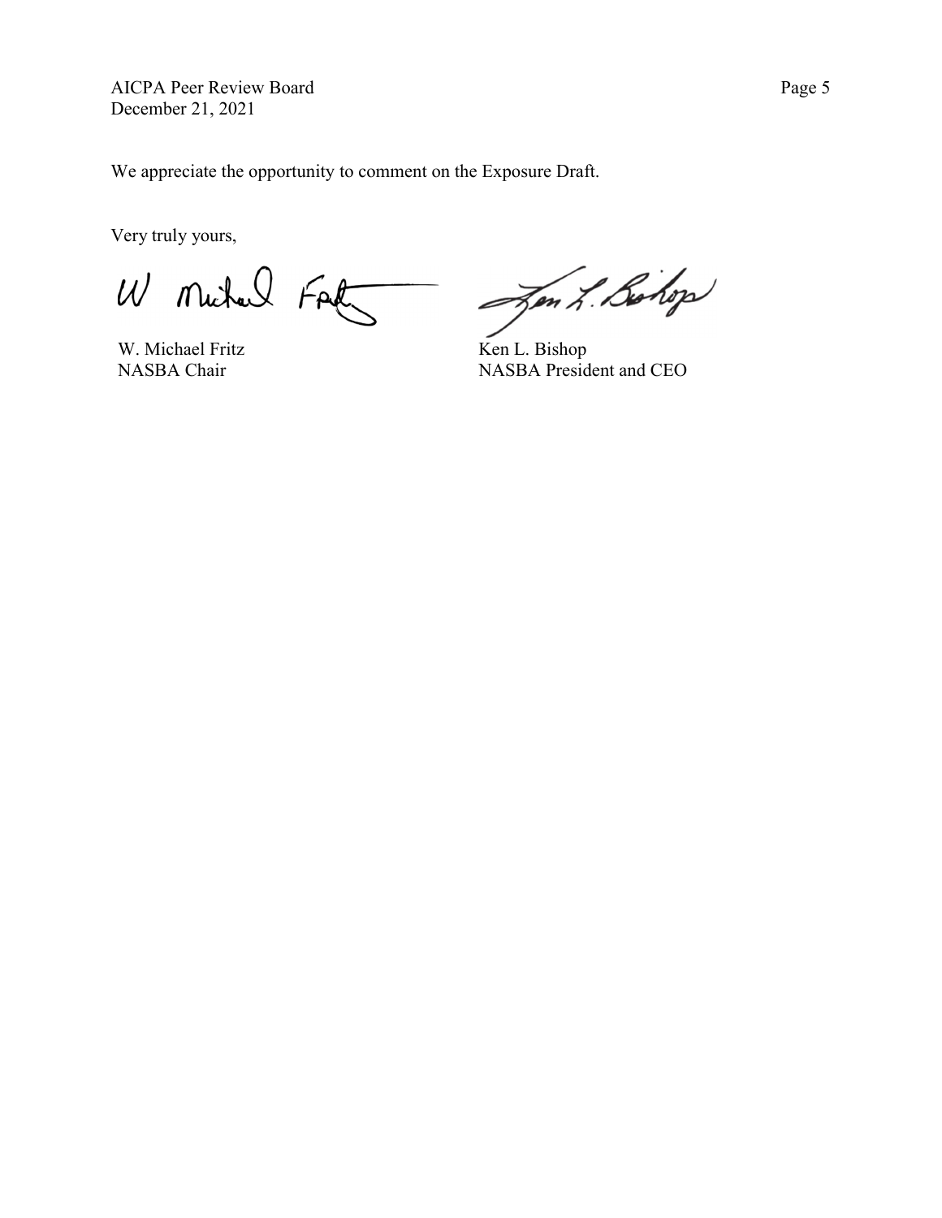We appreciate the opportunity to comment on the Exposure Draft.

Very truly yours,

W. Michael Fritz
NASBA Chair

Ken L. Bishop
NASBA President and CEO